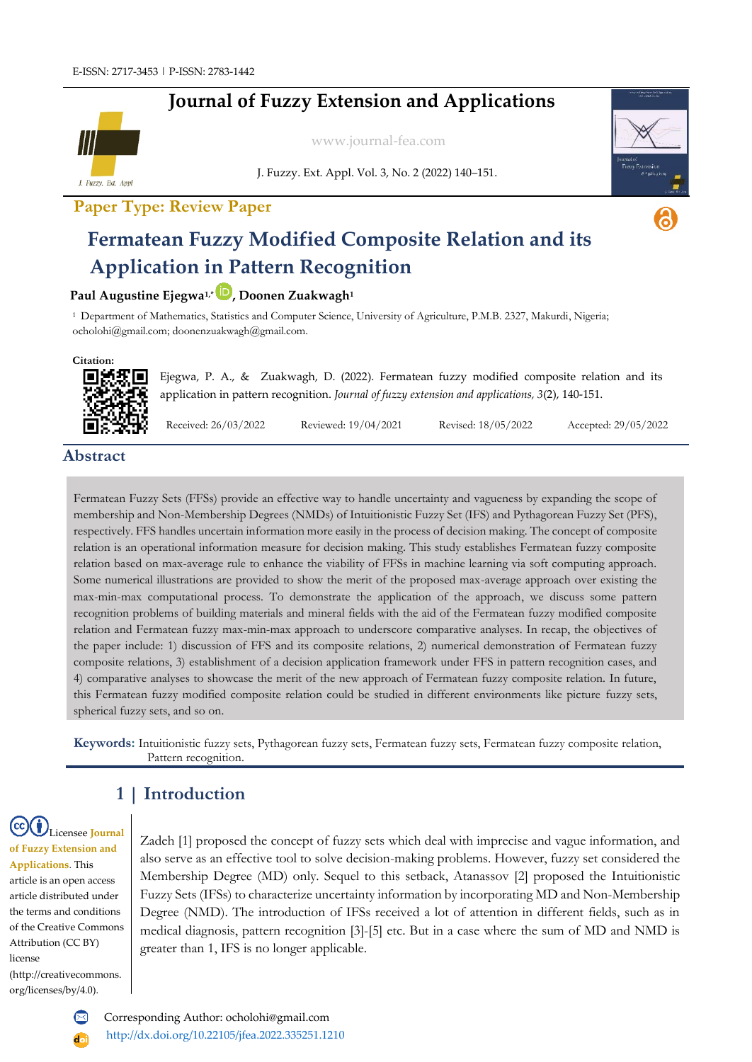E-ISSN: 2717-3453 | P-ISSN: 2783-1442

# Journal of Fuzzy Extension and Applications

www.journal-fea.com

**Paper Type: Review Paper**

# Fermatean Fuzzy Modified Composite Relation and its Application in Pattern Recognition

**Paul Augustine Ejegwa[1,*], Doonen Zuakwagh[1]**

[1] Department of Mathematics, Statistics and Computer Science, University of Agriculture, P.M.B. 2327, Makurdi, Nigeria; ocholohi@gmail.com; doonenzuakwagh@gmail.com.

**Citation:**

Ejegwa, P. A., & Zuakwagh, D. (2022). Fermatean fuzzy modified composite relation and its application in pattern recognition. *Journal of fuzzy extension and applications, 3*(2), 140-151.

Received: 26/03/2022 Reviewed: 19/04/2021 Revised: 18/05/2022 Accepted: 29/05/2022

## Abstract

Fermatean Fuzzy Sets (FFSs) provide an effective way to handle uncertainty and vagueness by expanding the scope of membership and Non-Membership Degrees (NMDs) of Intuitionistic Fuzzy Set (IFS) and Pythagorean Fuzzy Set (PFS), respectively. FFS handles uncertain information more easily in the process of decision making. The concept of composite relation is an operational information measure for decision making. This study establishes Fermatean fuzzy composite relation based on max-average rule to enhance the viability of FFSs in machine learning via soft computing approach. Some numerical illustrations are provided to show the merit of the proposed max-average approach over existing the max-min-max computational process. To demonstrate the application of the approach, we discuss some pattern recognition problems of building materials and mineral fields with the aid of the Fermatean fuzzy modified composite relation and Fermatean fuzzy max-min-max approach to underscore comparative analyses. In recap, the objectives of the paper include: 1) discussion of FFS and its composite relations, 2) numerical demonstration of Fermatean fuzzy composite relations, 3) establishment of a decision application framework under FFS in pattern recognition cases, and 4) comparative analyses to showcase the merit of the new approach of Fermatean fuzzy composite relation. In future, this Fermatean fuzzy modified composite relation could be studied in different environments like picture fuzzy sets, spherical fuzzy sets, and so on.

**Keywords:** Intuitionistic fuzzy sets, Pythagorean fuzzy sets, Fermatean fuzzy sets, Fermatean fuzzy composite relation, Pattern recognition.

## 1 | Introduction

Licensee Journal of Fuzzy Extension and Applications. This article is an open access article distributed under the terms and conditions of the Creative Commons Attribution (CC BY) license (http://creativecommons.org/licenses/by/4.0).

Zadeh [1] proposed the concept of fuzzy sets which deal with imprecise and vague information, and also serve as an effective tool to solve decision-making problems. However, fuzzy set considered the Membership Degree (MD) only. Sequel to this setback, Atanassov [2] proposed the Intuitionistic Fuzzy Sets (IFSs) to characterize uncertainty information by incorporating MD and Non-Membership Degree (NMD). The introduction of IFSs received a lot of attention in different fields, such as in medical diagnosis, pattern recognition [3]-[5] etc. But in a case where the sum of MD and NMD is greater than 1, IFS is no longer applicable.

Corresponding Author: ocholohi@gmail.com

http://dx.doi.org/10.22105/jfea.2022.335251.1210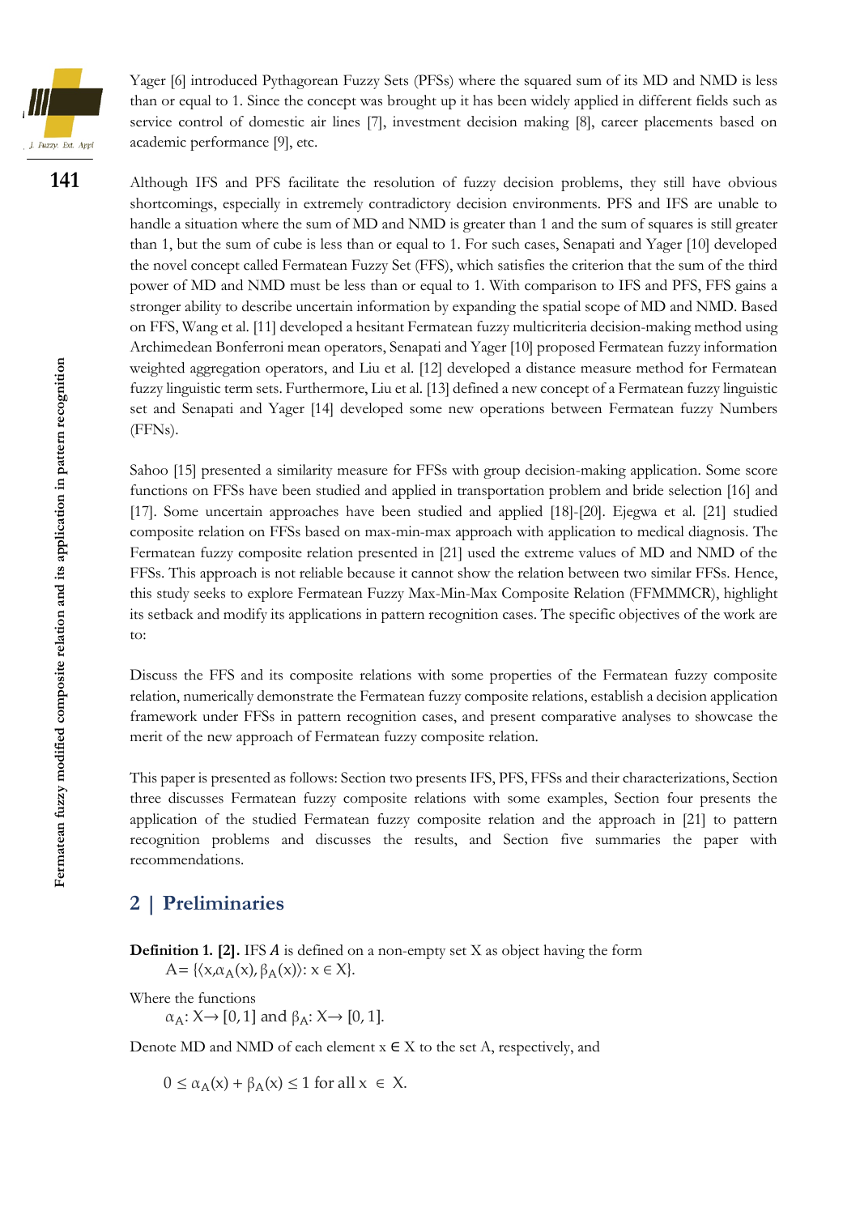Yager [6] introduced Pythagorean Fuzzy Sets (PFSs) where the squared sum of its MD and NMD is less than or equal to 1. Since the concept was brought up it has been widely applied in different fields such as service control of domestic air lines [7], investment decision making [8], career placements based on academic performance [9], etc.

Although IFS and PFS facilitate the resolution of fuzzy decision problems, they still have obvious shortcomings, especially in extremely contradictory decision environments. PFS and IFS are unable to handle a situation where the sum of MD and NMD is greater than 1 and the sum of squares is still greater than 1, but the sum of cube is less than or equal to 1. For such cases, Senapati and Yager [10] developed the novel concept called Fermatean Fuzzy Set (FFS), which satisfies the criterion that the sum of the third power of MD and NMD must be less than or equal to 1. With comparison to IFS and PFS, FFS gains a stronger ability to describe uncertain information by expanding the spatial scope of MD and NMD. Based on FFS, Wang et al. [11] developed a hesitant Fermatean fuzzy multicriteria decision-making method using Archimedean Bonferroni mean operators, Senapati and Yager [10] proposed Fermatean fuzzy information weighted aggregation operators, and Liu et al. [12] developed a distance measure method for Fermatean fuzzy linguistic term sets. Furthermore, Liu et al. [13] defined a new concept of a Fermatean fuzzy linguistic set and Senapati and Yager [14] developed some new operations between Fermatean fuzzy Numbers (FFNs).

Sahoo [15] presented a similarity measure for FFSs with group decision-making application. Some score functions on FFSs have been studied and applied in transportation problem and bride selection [16] and [17]. Some uncertain approaches have been studied and applied [18]-[20]. Ejegwa et al. [21] studied composite relation on FFSs based on max-min-max approach with application to medical diagnosis. The Fermatean fuzzy composite relation presented in [21] used the extreme values of MD and NMD of the FFSs. This approach is not reliable because it cannot show the relation between two similar FFSs. Hence, this study seeks to explore Fermatean Fuzzy Max-Min-Max Composite Relation (FFMMMCR), highlight its setback and modify its applications in pattern recognition cases. The specific objectives of the work are to:

Discuss the FFS and its composite relations with some properties of the Fermatean fuzzy composite relation, numerically demonstrate the Fermatean fuzzy composite relations, establish a decision application framework under FFSs in pattern recognition cases, and present comparative analyses to showcase the merit of the new approach of Fermatean fuzzy composite relation.

This paper is presented as follows: Section two presents IFS, PFS, FFSs and their characterizations, Section three discusses Fermatean fuzzy composite relations with some examples, Section four presents the application of the studied Fermatean fuzzy composite relation and the approach in [21] to pattern recognition problems and discusses the results, and Section five summaries the paper with recommendations.

## 2 | Preliminaries

**Definition 1. [2].** IFS $A$ is defined on a non-empty set X as object having the form

$$A = \{\langle x, \alpha_A(x), \beta_A(x)\rangle : x \in X\}.$$

Where the functions

$$\alpha_A: X \to [0, 1] \text{ and } \beta_A: X \to [0, 1].$$

Denote MD and NMD of each element $x \in X$ to the set A, respectively, and

$$0 \leq \alpha_A(x) + \beta_A(x) \leq 1 \text{ for all } x \in X.$$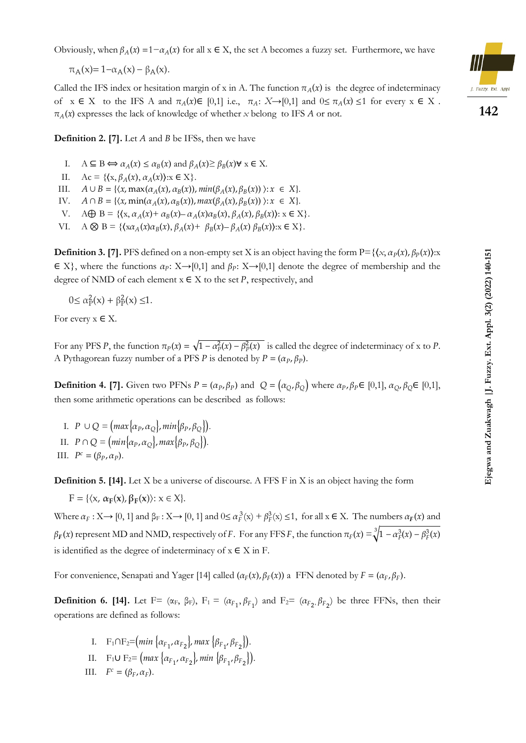Obviously, when $\beta_A(x) = 1-\alpha_A(x)$ for all x ∈ X, the set A becomes a fuzzy set. Furthermore, we have

$$\pi_A(x) = 1-\alpha_A(x) - \beta_A(x).$$

Called the IFS index or hesitation margin of x in A. The function $\pi_A(x)$ is the degree of indeterminacy of x ∈ X to the IFS A and $\pi_A(x) \in [0,1]$ i.e., $\pi_A$: $X \rightarrow [0,1]$ and $0 \leq \pi_A(x) \leq 1$ for every x ∈ X. $\pi_A(x)$ expresses the lack of knowledge of whether *x* belong to IFS *A* or not.

**Definition 2. [7].** Let *A* and *B* be IFSs, then we have

I. $A \subseteq B \Leftrightarrow \alpha_A(x) \leq \alpha_B(x)$ and $\beta_A(x) \geq \beta_B(x) \forall$ x ∈ X.

II. $Ac = \{\langle x, \beta_A(x), \alpha_A(x)\rangle : x \in X\}$.

III. $A \cup B = \{\langle x, \max(\alpha_A(x), \alpha_B(x)), \min(\beta_A(x), \beta_B(x))\rangle : x \in X\}$.

IV. $A \cap B = \{\langle x, \min(\alpha_A(x), \alpha_B(x)), \max(\beta_A(x), \beta_B(x))\rangle : x \in X\}$.

V. $A \oplus B = \{\langle x, \alpha_A(x) + \alpha_B(x) - \alpha_A(x)\alpha_B(x), \beta_A(x), \beta_B(x)\rangle : x \in X\}$.

VI. $A \otimes B = \{\langle x\alpha_A(x)\alpha_B(x), \beta_A(x) + \beta_B(x) - \beta_A(x)\, \beta_B(x)\rangle : x \in X\}$.

**Definition 3. [7].** PFS defined on a non-empty set X is an object having the form $P = \{\langle x, \alpha_P(x), \beta_P(x)\rangle : x \in X\}$, where the functions $\alpha_P$: X→[0,1] and $\beta_P$: X→[0,1] denote the degree of membership and the degree of NMD of each element x ∈ X to the set *P*, respectively, and

$$0 \leq \alpha_P^2(x) + \beta_P^2(x) \leq 1.$$

For every x ∈ X.

For any PFS *P*, the function $\pi_P(x) = \sqrt{1 - \alpha_P^2(x) - \beta_P^2(x)}$ is called the degree of indeterminacy of x to *P*. A Pythagorean fuzzy number of a PFS *P* is denoted by $P = (\alpha_P, \beta_P)$.

**Definition 4. [7].** Given two PFNs $P = (\alpha_P, \beta_P)$ and $Q = (\alpha_Q, \beta_Q)$ where $\alpha_P, \beta_P \in [0,1]$, $\alpha_Q, \beta_Q \in [0,1]$, then some arithmetic operations can be described as follows:

I. $P \cup Q = (\max\{\alpha_P, \alpha_Q\}, \min\{\beta_P, \beta_Q\})$.

II. $P \cap Q = (\min\{\alpha_P, \alpha_Q\}, \max\{\beta_P, \beta_Q\})$.

III. $P^c = (\beta_P, \alpha_P)$.

**Definition 5. [14].** Let X be a universe of discourse. A FFS F in X is an object having the form

$$F = \{\langle x, \alpha_F(x), \beta_F(x)\rangle : x \in X\}.$$

Where $\alpha_F$ : X→ [0, 1] and $\beta_F$ : X→ [0, 1] and $0 \leq \alpha_F^3(x) + \beta_F^3(x) \leq 1$, for all x ∈ X. The numbers $\alpha_F(x)$ and $\beta_F(x)$ represent MD and NMD, respectively of *F*. For any FFS *F*, the function $\pi_F(x) = \sqrt[3]{1 - \alpha_F^3(x) - \beta_F^3(x)}$ is identified as the degree of indeterminacy of x ∈ X in F.

For convenience, Senapati and Yager [14] called $(\alpha_F(x), \beta_F(x))$ a FFN denoted by $F = (\alpha_F, \beta_F)$.

**Definition 6. [14].** Let F= $(\alpha_F, \beta_F)$, $F_1 = (\alpha_{F_1}, \beta_{F_1})$ and $F_2 = (\alpha_{F_2}, \beta_{F_2})$ be three FFNs, then their operations are defined as follows:

I. $F_1 \cap F_2 = (\min\{\alpha_{F_1}, \alpha_{F_2}\}, \max\{\beta_{F_1}, \beta_{F_2}\})$.

II. $F_1 \cup F_2 = (\max\{\alpha_{F_1}, \alpha_{F_2}\}, \min\{\beta_{F_1}, \beta_{F_2}\})$.

III. $F^c = (\beta_F, \alpha_F)$.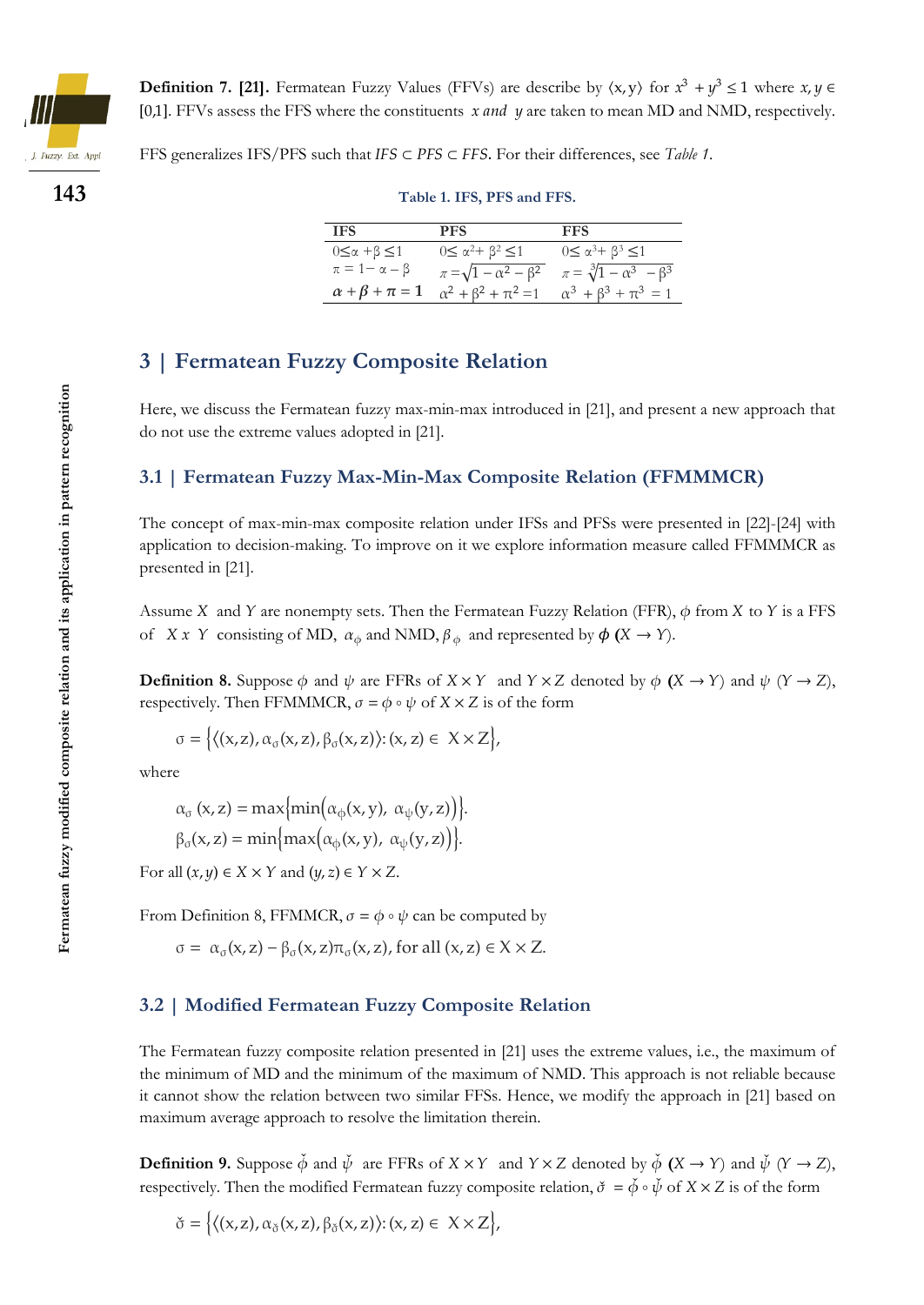**Definition 7. [21].** Fermatean Fuzzy Values (FFVs) are describe by $\langle x, y \rangle$ for $x^3 + y^3 \leq 1$ where $x, y \in [0,1]$. FFVs assess the FFS where the constituents $x$ *and* $y$ are taken to mean MD and NMD, respectively.

FFS generalizes IFS/PFS such that $IFS \subset PFS \subset FFS$. For their differences, see *Table 1*.

**Table 1. IFS, PFS and FFS.**

| IFS | PFS | FFS |
|---|---|---|
| $0 \leq \alpha + \beta \leq 1$ | $0 \leq \alpha^2 + \beta^2 \leq 1$ | $0 \leq \alpha^3 + \beta^3 \leq 1$ |
| $\pi = 1 - \alpha - \beta$ | $\pi = \sqrt{1 - \alpha^2 - \beta^2}$ | $\pi = \sqrt[3]{1 - \alpha^3 - \beta^3}$ |
| $\boldsymbol{\alpha + \beta + \pi = 1}$ | $\alpha^2 + \beta^2 + \pi^2 = 1$ | $\alpha^3 + \beta^3 + \pi^3 = 1$ |

## 3 | Fermatean Fuzzy Composite Relation

Here, we discuss the Fermatean fuzzy max-min-max introduced in [21], and present a new approach that do not use the extreme values adopted in [21].

### 3.1 | Fermatean Fuzzy Max-Min-Max Composite Relation (FFMMMCR)

The concept of max-min-max composite relation under IFSs and PFSs were presented in [22]-[24] with application to decision-making. To improve on it we explore information measure called FFMMMCR as presented in [21].

Assume $X$ and $Y$ are nonempty sets. Then the Fermatean Fuzzy Relation (FFR), $\phi$ from $X$ to $Y$ is a FFS of $X \, x \, Y$ consisting of MD, $\alpha_\phi$ and NMD, $\beta_\phi$ and represented by $\boldsymbol{\phi}$ **(**$X \rightarrow Y$).

**Definition 8.** Suppose $\phi$ and $\psi$ are FFRs of $X \times Y$ and $Y \times Z$ denoted by $\phi$ **(**$X \rightarrow Y$) and $\psi$ ($Y \rightarrow Z$), respectively. Then FFMMMCR, $\sigma = \phi \circ \psi$ of $X \times Z$ is of the form

$$\sigma = \{\langle (x, z), \alpha_\sigma(x, z), \beta_\sigma(x, z) \rangle : (x, z) \in X \times Z\},$$

where

$$\alpha_\sigma(x, z) = \max\{\min(\alpha_\phi(x, y), \ \alpha_\psi(y, z))\}.$$

$$\beta_\sigma(x, z) = \min\{\max(\alpha_\phi(x, y), \ \alpha_\psi(y, z))\}.$$

For all $(x, y) \in X \times Y$ and $(y, z) \in Y \times Z$.

From Definition 8, FFMMCR, $\sigma = \phi \circ \psi$ can be computed by

$$\sigma = \alpha_\sigma(x, z) - \beta_\sigma(x, z)\pi_\sigma(x, z), \text{ for all } (x, z) \in X \times Z.$$

### 3.2 | Modified Fermatean Fuzzy Composite Relation

The Fermatean fuzzy composite relation presented in [21] uses the extreme values, i.e., the maximum of the minimum of MD and the minimum of the maximum of NMD. This approach is not reliable because it cannot show the relation between two similar FFSs. Hence, we modify the approach in [21] based on maximum average approach to resolve the limitation therein.

**Definition 9.** Suppose $\check{\phi}$ and $\check{\psi}$ are FFRs of $X \times Y$ and $Y \times Z$ denoted by $\check{\phi}$ **(**$X \rightarrow Y$) and $\check{\psi}$ ($Y \rightarrow Z$), respectively. Then the modified Fermatean fuzzy composite relation, $\check{\sigma} = \check{\phi} \circ \check{\psi}$ of $X \times Z$ is of the form

$$\check{\sigma} = \{\langle (x, z), \alpha_{\check{\sigma}}(x, z), \beta_{\check{\sigma}}(x, z) \rangle : (x, z) \in X \times Z\},$$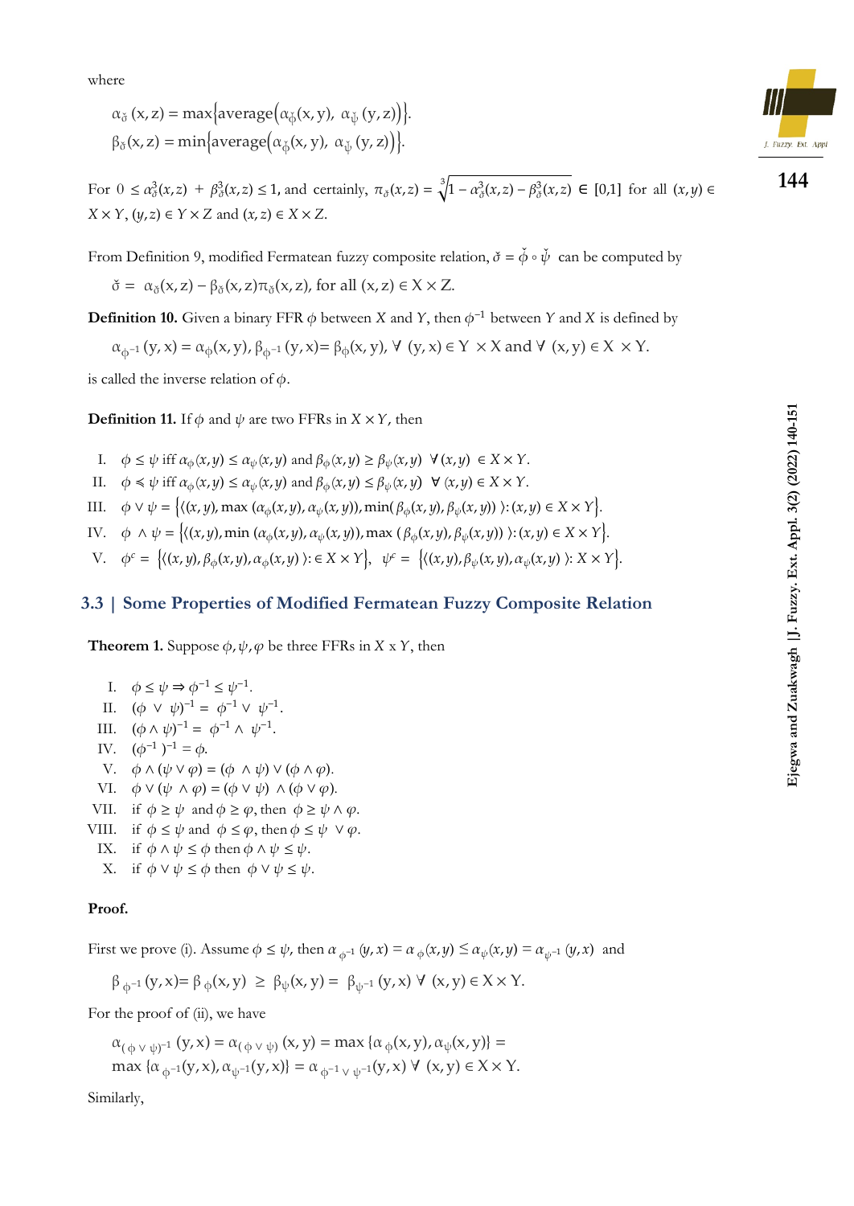where

$$\alpha_{\check{\sigma}}(x,z) = \max\{\text{average}(\alpha_{\check{\phi}}(x,y),\ \alpha_{\check{\psi}}(y,z))\}.$$
$$\beta_{\check{\sigma}}(x,z) = \min\{\text{average}(\alpha_{\check{\phi}}(x,y),\ \alpha_{\check{\psi}}(y,z))\}.$$

For $0 \leq \alpha^3_{\check{\sigma}}(x,z) + \beta^3_{\check{\sigma}}(x,z) \leq 1$, and certainly, $\pi_{\check{\sigma}}(x,z) = \sqrt[3]{1 - \alpha^3_{\check{\sigma}}(x,z) - \beta^3_{\check{\sigma}}(x,z)} \in [0,1]$ for all $(x,y) \in X \times Y$, $(y,z) \in Y \times Z$ and $(x,z) \in X \times Z$.

From Definition 9, modified Fermatean fuzzy composite relation, $\check{\sigma} = \check{\phi} \circ \check{\psi}$ can be computed by

$$\check{\sigma} = \alpha_{\check{\sigma}}(x,z) - \beta_{\check{\sigma}}(x,z)\pi_{\check{\sigma}}(x,z), \text{ for all } (x,z) \in X \times Z.$$

**Definition 10.** Given a binary FFR $\phi$ between $X$ and $Y$, then $\phi^{-1}$ between $Y$ and $X$ is defined by

$$\alpha_{\phi^{-1}}(y,x) = \alpha_{\phi}(x,y), \beta_{\phi^{-1}}(y,x) = \beta_{\phi}(x,y),\ \forall\ (y,x) \in Y \times X \text{ and } \forall\ (x,y) \in X \times Y.$$

is called the inverse relation of $\phi$.

**Definition 11.** If $\phi$ and $\psi$ are two FFRs in $X \times Y$, then

I. $\phi \leq \psi$ iff $\alpha_{\phi}(x,y) \leq \alpha_{\psi}(x,y)$ and $\beta_{\phi}(x,y) \geq \beta_{\psi}(x,y)$ $\forall (x,y) \in X \times Y$.

II. $\phi \preccurlyeq \psi$ iff $\alpha_{\phi}(x,y) \leq \alpha_{\psi}(x,y)$ and $\beta_{\phi}(x,y) \leq \beta_{\psi}(x,y)$ $\forall (x,y) \in X \times Y$.

III. $\phi \vee \psi = \{\langle (x,y), \max(\alpha_{\phi}(x,y), \alpha_{\psi}(x,y)), \min(\beta_{\phi}(x,y), \beta_{\psi}(x,y)) \rangle : (x,y) \in X \times Y\}$.

IV. $\phi \wedge \psi = \{\langle (x,y), \min(\alpha_{\phi}(x,y), \alpha_{\psi}(x,y)), \max(\beta_{\phi}(x,y), \beta_{\psi}(x,y)) \rangle : (x,y) \in X \times Y\}$.

V. $\phi^c = \{\langle (x,y), \beta_{\phi}(x,y), \alpha_{\phi}(x,y) \rangle : \in X \times Y\}$, $\psi^c = \{\langle (x,y), \beta_{\psi}(x,y), \alpha_{\psi}(x,y) \rangle : X \times Y\}$.

## 3.3 | Some Properties of Modified Fermatean Fuzzy Composite Relation

**Theorem 1.** Suppose $\phi, \psi, \varphi$ be three FFRs in $X$ x $Y$, then

I. $\phi \leq \psi \Rightarrow \phi^{-1} \leq \psi^{-1}$.

II. $(\phi \vee \psi)^{-1} = \phi^{-1} \vee \psi^{-1}$.

III. $(\phi \wedge \psi)^{-1} = \phi^{-1} \wedge \psi^{-1}$.

IV. $(\phi^{-1})^{-1} = \phi$.

V. $\phi \wedge (\psi \vee \varphi) = (\phi \wedge \psi) \vee (\phi \wedge \varphi)$.

VI. $\phi \vee (\psi \wedge \varphi) = (\phi \vee \psi) \wedge (\phi \vee \varphi)$.

VII. if $\phi \geq \psi$ and $\phi \geq \varphi$, then $\phi \geq \psi \wedge \varphi$.

VIII. if $\phi \leq \psi$ and $\phi \leq \varphi$, then $\phi \leq \psi \vee \varphi$.

IX. if $\phi \wedge \psi \leq \phi$ then $\phi \wedge \psi \leq \psi$.

X. if $\phi \vee \psi \leq \phi$ then $\phi \vee \psi \leq \psi$.

**Proof.**

First we prove (i). Assume $\phi \leq \psi$, then $\alpha_{\phi^{-1}}(y,x) = \alpha_{\phi}(x,y) \leq \alpha_{\psi}(x,y) = \alpha_{\psi^{-1}}(y,x)$ and

$$\beta_{\phi^{-1}}(y,x) = \beta_{\phi}(x,y)\ \geq\ \beta_{\psi}(x,y) =\ \beta_{\psi^{-1}}(y,x)\ \forall\ (x,y) \in X \times Y.$$

For the proof of (ii), we have

$$\alpha_{(\phi \vee \psi)^{-1}}(y,x) = \alpha_{(\phi \vee \psi)}(x,y) = \max\{\alpha_{\phi}(x,y), \alpha_{\psi}(x,y)\} =$$
$$\max\{\alpha_{\phi^{-1}}(y,x), \alpha_{\psi^{-1}}(y,x)\} = \alpha_{\phi^{-1} \vee \psi^{-1}}(y,x)\ \forall\ (x,y) \in X \times Y.$$

Similarly,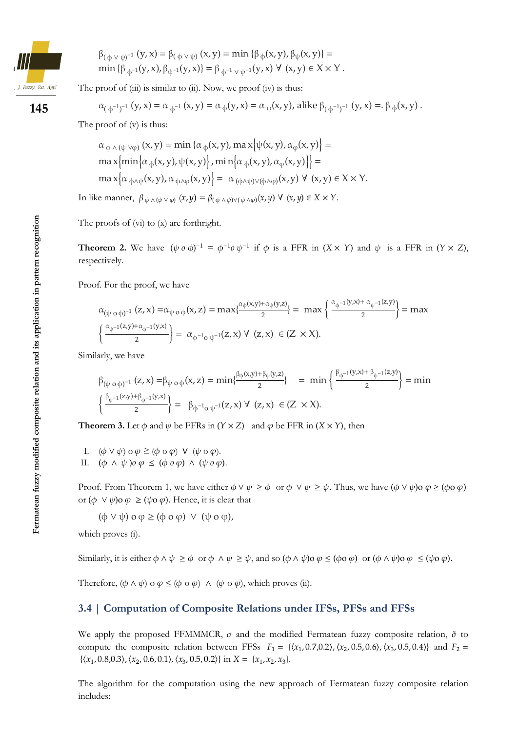$$\beta_{(\phi \vee \psi)^{-1}}(y,x) = \beta_{(\phi \vee \psi)}(x,y) = \min\{\beta_{\phi}(x,y), \beta_{\psi}(x,y)\} = \min\{\beta_{\phi^{-1}}(y,x), \beta_{\psi^{-1}}(y,x)\} = \beta_{\phi^{-1} \vee \psi^{-1}}(y,x) \ \forall \ (x,y) \in X \times Y.$$

The proof of (iii) is similar to (ii). Now, we proof (iv) is thus:

$$\alpha_{(\phi^{-1})^{-1}}(y,x) = \alpha_{\phi^{-1}}(x,y) = \alpha_{\phi}(y,x) = \alpha_{\phi}(x,y), \text{ alike } \beta_{(\phi^{-1})^{-1}}(y,x) =. \beta_{\phi}(x,y).$$

The proof of (v) is thus:

$$\alpha_{\phi \wedge (\psi \vee \varphi)}(x,y) = \min\{\alpha_{\phi}(x,y), \max\{\psi(x,y), \alpha_{\varphi}(x,y)\}\} = \max\{\min\{\alpha_{\phi}(x,y), \psi(x,y)\}, \min\{\alpha_{\phi}(x,y), \alpha_{\varphi}(x,y)\}\} = \max\{\alpha_{\phi \wedge \psi}(x,y), \alpha_{\phi \wedge \varphi}(x,y)\} = \alpha_{(\phi \wedge \psi) \vee (\phi \wedge \varphi)}(x,y) \ \forall \ (x,y) \in X \times Y.$$

In like manner, $\beta_{\phi \wedge (\psi \vee \varphi)}(x,y) = \beta_{(\phi \wedge \psi) \vee (\phi \wedge \varphi)}(x,y) \ \forall \ (x,y) \in X \times Y$.

The proofs of (vi) to (x) are forthright.

**Theorem 2.** We have $(\psi \, o \, \phi)^{-1} = \phi^{-1} o \, \psi^{-1}$ if $\phi$ is a FFR in $(X \times Y)$ and $\psi$ is a FFR in $(Y \times Z)$, respectively.

Proof. For the proof, we have

$$\alpha_{(\psi \, o \, \phi)^{-1}}(z,x) = \alpha_{\psi \, o \, \phi}(x,z) = \max\{\frac{\alpha_{\phi}(x,y)+\alpha_{\psi}(y,z)}{2}\} = \max\left\{\frac{\alpha_{\phi^{-1}}(y,x)+\alpha_{\psi^{-1}}(z,y)}{2}\right\} = \max\left\{\frac{\alpha_{\psi^{-1}}(z,y)+\alpha_{\phi^{-1}}(y,x)}{2}\right\} = \alpha_{\phi^{-1} o \, \psi^{-1}}(z,x) \ \forall \ (z,x) \in (Z \times X).$$

Similarly, we have

$$\beta_{(\psi \, o \, \phi)^{-1}}(z,x) = \beta_{\psi \, o \, \phi}(x,z) = \min\{\frac{\beta_{\phi}(x,y)+\beta_{\psi}(y,z)}{2}\} = \min\left\{\frac{\beta_{\phi^{-1}}(y,x)+\beta_{\psi^{-1}}(z,y)}{2}\right\} = \min\left\{\frac{\beta_{\psi^{-1}}(z,y)+\beta_{\phi^{-1}}(y,x)}{2}\right\} = \beta_{\phi^{-1} o \, \psi^{-1}}(z,x) \ \forall \ (z,x) \in (Z \times X).$$

**Theorem 3.** Let $\phi$ and $\psi$ be FFRs in $(Y \times Z)$ and $\varphi$ be FFR in $(X \times Y)$, then

I. $(\phi \vee \psi) \, o \, \varphi \geq (\phi \, o \, \varphi) \vee (\psi \, o \, \varphi)$.
II. $(\phi \wedge \psi) o \, \varphi \leq (\phi \, o \, \varphi) \wedge (\psi \, o \, \varphi)$.

Proof. From Theorem 1, we have either $\phi \vee \psi \geq \phi$ or $\phi \vee \psi \geq \psi$. Thus, we have $(\phi \vee \psi) o \, \varphi \geq (\phi o \, \varphi)$ or $(\phi \vee \psi) o \, \varphi \geq (\psi o \, \varphi)$. Hence, it is clear that

$$(\phi \vee \psi) \, o \, \varphi \geq (\phi \, o \, \varphi) \vee (\psi \, o \, \varphi),$$

which proves (i).

Similarly, it is either $\phi \wedge \psi \geq \phi$ or $\phi \wedge \psi \geq \psi$, and so $(\phi \wedge \psi) o \, \varphi \leq (\phi o \, \varphi)$ or $(\phi \wedge \psi) o \, \varphi \leq (\psi o \, \varphi)$.

Therefore, $(\phi \wedge \psi) \, o \, \varphi \leq (\phi \, o \, \varphi) \wedge (\psi \, o \, \varphi)$, which proves (ii).

## 3.4 | Computation of Composite Relations under IFSs, PFSs and FFSs

We apply the proposed FFMMMCR, $\sigma$ and the modified Fermatean fuzzy composite relation, $\check{\sigma}$ to compute the composite relation between FFSs $F_1 = \{\langle x_1, 0.7, 0.2\rangle, \langle x_2, 0.5, 0.6\rangle, \langle x_3, 0.5, 0.4\rangle\}$ and $F_2 = \{\langle x_1, 0.8, 0.3\rangle, \langle x_2, 0.6, 0.1\rangle, \langle x_3, 0.5, 0.2\rangle\}$ in $X = \{x_1, x_2, x_3\}$.

The algorithm for the computation using the new approach of Fermatean fuzzy composite relation includes: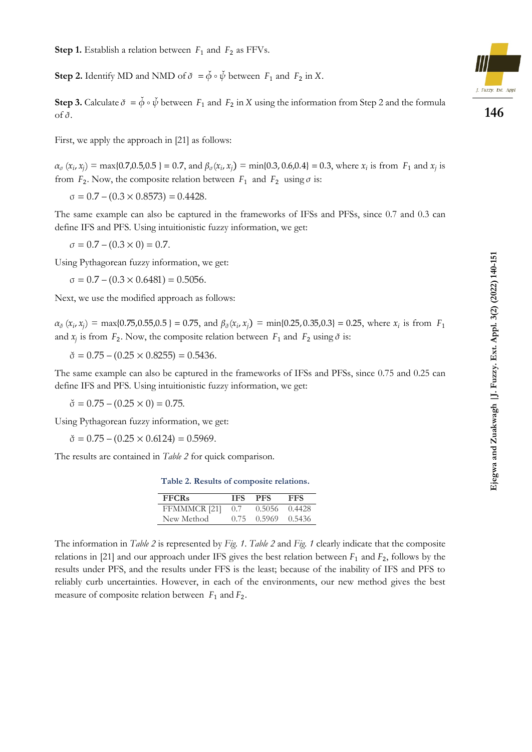**Step 1.** Establish a relation between $F_1$ and $F_2$ as FFVs.

**Step 2.** Identify MD and NMD of $\check{\sigma} = \check{\phi} \circ \check{\psi}$ between $F_1$ and $F_2$ in $X$.

**Step 3.** Calculate $\check{\sigma} = \check{\phi} \circ \check{\psi}$ between $F_1$ and $F_2$ in $X$ using the information from Step 2 and the formula of $\check{\sigma}$.

First, we apply the approach in [21] as follows:

$\alpha_\sigma(x_i, x_j) = \max\{0.7, 0.5, 0.5\} = 0.7$, and $\beta_\sigma(x_i, x_j) = \min\{0.3, 0.6, 0.4\} = 0.3$, where $x_i$ is from $F_1$ and $x_j$ is from $F_2$. Now, the composite relation between $F_1$ and $F_2$ using $\sigma$ is:

$$\sigma = 0.7 - (0.3 \times 0.8573) = 0.4428.$$

The same example can also be captured in the frameworks of IFSs and PFSs, since 0.7 and 0.3 can define IFS and PFS. Using intuitionistic fuzzy information, we get:

$$\sigma = 0.7 - (0.3 \times 0) = 0.7.$$

Using Pythagorean fuzzy information, we get:

$$\sigma = 0.7 - (0.3 \times 0.6481) = 0.5056.$$

Next, we use the modified approach as follows:

$\alpha_{\check{\sigma}}(x_i, x_j) = \max\{0.75, 0.55, 0.5\} = 0.75$, and $\beta_{\check{\sigma}}(x_i, x_j) = \min\{0.25, 0.35, 0.3\} = 0.25$, where $x_i$ is from $F_1$ and $x_j$ is from $F_2$. Now, the composite relation between $F_1$ and $F_2$ using $\check{\sigma}$ is:

$$\check{\sigma} = 0.75 - (0.25 \times 0.8255) = 0.5436.$$

The same example can also be captured in the frameworks of IFSs and PFSs, since 0.75 and 0.25 can define IFS and PFS. Using intuitionistic fuzzy information, we get:

$$\check{\sigma} = 0.75 - (0.25 \times 0) = 0.75.$$

Using Pythagorean fuzzy information, we get:

$$\check{\sigma} = 0.75 - (0.25 \times 0.6124) = 0.5969.$$

The results are contained in *Table 2* for quick comparison.

**Table 2. Results of composite relations.**

| FFCRs | IFS | PFS | FFS |
|---|---|---|---|
| FFMMMCR [21] | 0.7 | 0.5056 | 0.4428 |
| New Method | 0.75 | 0.5969 | 0.5436 |

The information in *Table 2* is represented by *Fig. 1*. *Table 2* and *Fig. 1* clearly indicate that the composite relations in [21] and our approach under IFS gives the best relation between $F_1$ and $F_2$, follows by the results under PFS, and the results under FFS is the least; because of the inability of IFS and PFS to reliably curb uncertainties. However, in each of the environments, our new method gives the best measure of composite relation between $F_1$ and $F_2$.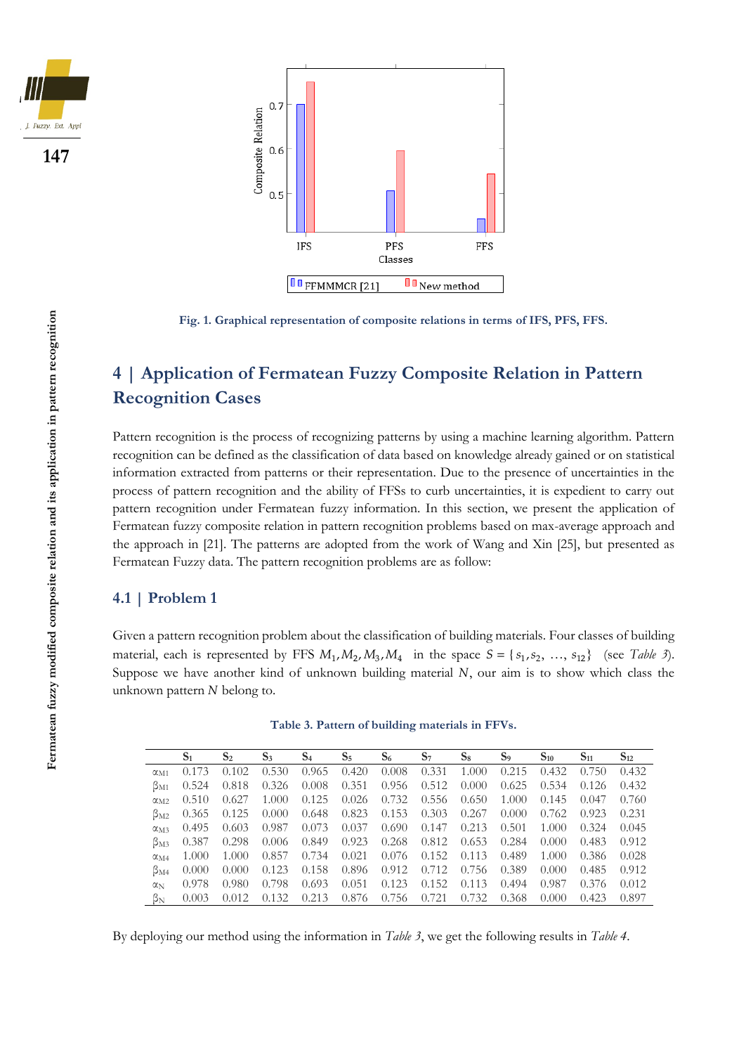Fig. 1. Graphical representation of composite relations in terms of IFS, PFS, FFS.

## 4 | Application of Fermatean Fuzzy Composite Relation in Pattern Recognition Cases

Pattern recognition is the process of recognizing patterns by using a machine learning algorithm. Pattern recognition can be defined as the classification of data based on knowledge already gained or on statistical information extracted from patterns or their representation. Due to the presence of uncertainties in the process of pattern recognition and the ability of FFSs to curb uncertainties, it is expedient to carry out pattern recognition under Fermatean fuzzy information. In this section, we present the application of Fermatean fuzzy composite relation in pattern recognition problems based on max-average approach and the approach in [21]. The patterns are adopted from the work of Wang and Xin [25], but presented as Fermatean Fuzzy data. The pattern recognition problems are as follow:

### 4.1 | Problem 1

Given a pattern recognition problem about the classification of building materials. Four classes of building material, each is represented by FFS $M_1, M_2, M_3, M_4$ in the space $S = \{s_1, s_2, \ldots, s_{12}\}$ (see *Table 3*). Suppose we have another kind of unknown building material $N$, our aim is to show which class the unknown pattern $N$ belong to.

Table 3. Pattern of building materials in FFVs.

| | $S_1$ | $S_2$ | $S_3$ | $S_4$ | $S_5$ | $S_6$ | $S_7$ | $S_8$ | $S_9$ | $S_{10}$ | $S_{11}$ | $S_{12}$ |
|---|---|---|---|---|---|---|---|---|---|---|---|---|
| $\alpha_{M1}$ | 0.173 | 0.102 | 0.530 | 0.965 | 0.420 | 0.008 | 0.331 | 1.000 | 0.215 | 0.432 | 0.750 | 0.432 |
| $\beta_{M1}$ | 0.524 | 0.818 | 0.326 | 0.008 | 0.351 | 0.956 | 0.512 | 0.000 | 0.625 | 0.534 | 0.126 | 0.432 |
| $\alpha_{M2}$ | 0.510 | 0.627 | 1.000 | 0.125 | 0.026 | 0.732 | 0.556 | 0.650 | 1.000 | 0.145 | 0.047 | 0.760 |
| $\beta_{M2}$ | 0.365 | 0.125 | 0.000 | 0.648 | 0.823 | 0.153 | 0.303 | 0.267 | 0.000 | 0.762 | 0.923 | 0.231 |
| $\alpha_{M3}$ | 0.495 | 0.603 | 0.987 | 0.073 | 0.037 | 0.690 | 0.147 | 0.213 | 0.501 | 1.000 | 0.324 | 0.045 |
| $\beta_{M3}$ | 0.387 | 0.298 | 0.006 | 0.849 | 0.923 | 0.268 | 0.812 | 0.653 | 0.284 | 0.000 | 0.483 | 0.912 |
| $\alpha_{M4}$ | 1.000 | 1.000 | 0.857 | 0.734 | 0.021 | 0.076 | 0.152 | 0.113 | 0.489 | 1.000 | 0.386 | 0.028 |
| $\beta_{M4}$ | 0.000 | 0.000 | 0.123 | 0.158 | 0.896 | 0.912 | 0.712 | 0.756 | 0.389 | 0.000 | 0.485 | 0.912 |
| $\alpha_N$ | 0.978 | 0.980 | 0.798 | 0.693 | 0.051 | 0.123 | 0.152 | 0.113 | 0.494 | 0.987 | 0.376 | 0.012 |
| $\beta_N$ | 0.003 | 0.012 | 0.132 | 0.213 | 0.876 | 0.756 | 0.721 | 0.732 | 0.368 | 0.000 | 0.423 | 0.897 |

By deploying our method using the information in *Table 3*, we get the following results in *Table 4*.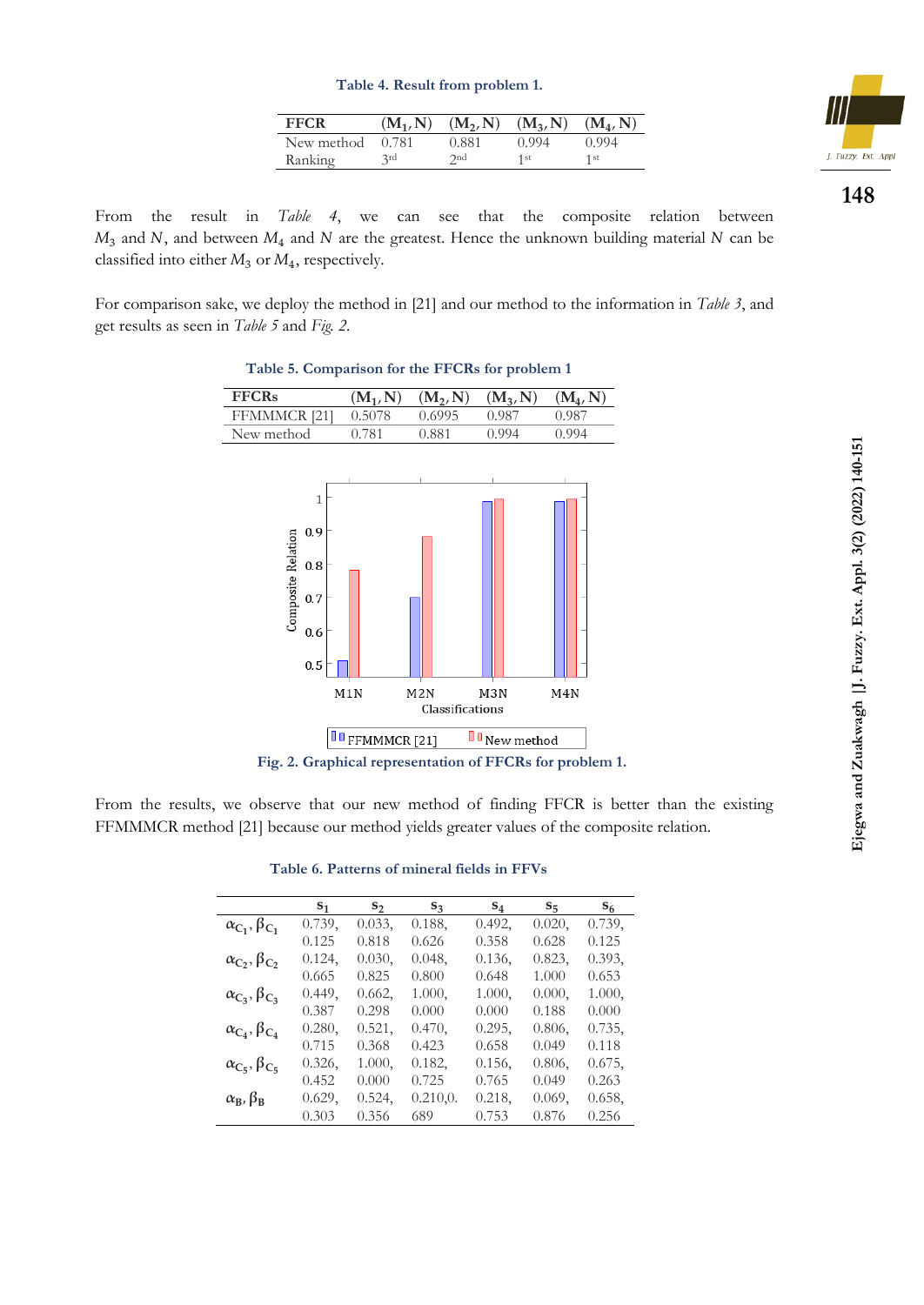**Table 4. Result from problem 1.**

| FFCR | $(M_1, N)$ | $(M_2, N)$ | $(M_3, N)$ | $(M_4, N)$ |
|---|---|---|---|---|
| New method | 0.781 | 0.881 | 0.994 | 0.994 |
| Ranking | 3[rd] | 2[nd] | 1[st] | 1[st] |

From the result in *Table 4*, we can see that the composite relation between $M_3$ and $N$, and between $M_4$ and $N$ are the greatest. Hence the unknown building material $N$ can be classified into either $M_3$ or $M_4$, respectively.

For comparison sake, we deploy the method in [21] and our method to the information in *Table 3*, and get results as seen in *Table 5* and *Fig. 2*.

**Table 5. Comparison for the FFCRs for problem 1**

| FFCRs | $(M_1, N)$ | $(M_2, N)$ | $(M_3, N)$ | $(M_4, N)$ |
|---|---|---|---|---|
| FFMMMCR [21] | 0.5078 | 0.6995 | 0.987 | 0.987 |
| New method | 0.781 | 0.881 | 0.994 | 0.994 |

**Fig. 2. Graphical representation of FFCRs for problem 1.**

From the results, we observe that our new method of finding FFCR is better than the existing FFMMMCR method [21] because our method yields greater values of the composite relation.

**Table 6. Patterns of mineral fields in FFVs**

| | $s_1$ | $s_2$ | $s_3$ | $s_4$ | $s_5$ | $s_6$ |
|---|---|---|---|---|---|---|
| $\alpha_{C_1}, \beta_{C_1}$ | 0.739, 0.125 | 0.033, 0.818 | 0.188, 0.626 | 0.492, 0.358 | 0.020, 0.628 | 0.739, 0.125 |
| $\alpha_{C_2}, \beta_{C_2}$ | 0.124, 0.665 | 0.030, 0.825 | 0.048, 0.800 | 0.136, 0.648 | 0.823, 1.000 | 0.393, 0.653 |
| $\alpha_{C_3}, \beta_{C_3}$ | 0.449, 0.387 | 0.662, 0.298 | 1.000, 0.000 | 1.000, 0.000 | 0.000, 0.188 | 1.000, 0.000 |
| $\alpha_{C_4}, \beta_{C_4}$ | 0.280, 0.715 | 0.521, 0.368 | 0.470, 0.423 | 0.295, 0.658 | 0.806, 0.049 | 0.735, 0.118 |
| $\alpha_{C_5}, \beta_{C_5}$ | 0.326, 0.452 | 1.000, 0.000 | 0.182, 0.725 | 0.156, 0.765 | 0.806, 0.049 | 0.675, 0.263 |
| $\alpha_B, \beta_B$ | 0.629, 0.303 | 0.524, 0.356 | 0.210,0. 689 | 0.218, 0.753 | 0.069, 0.876 | 0.658, 0.256 |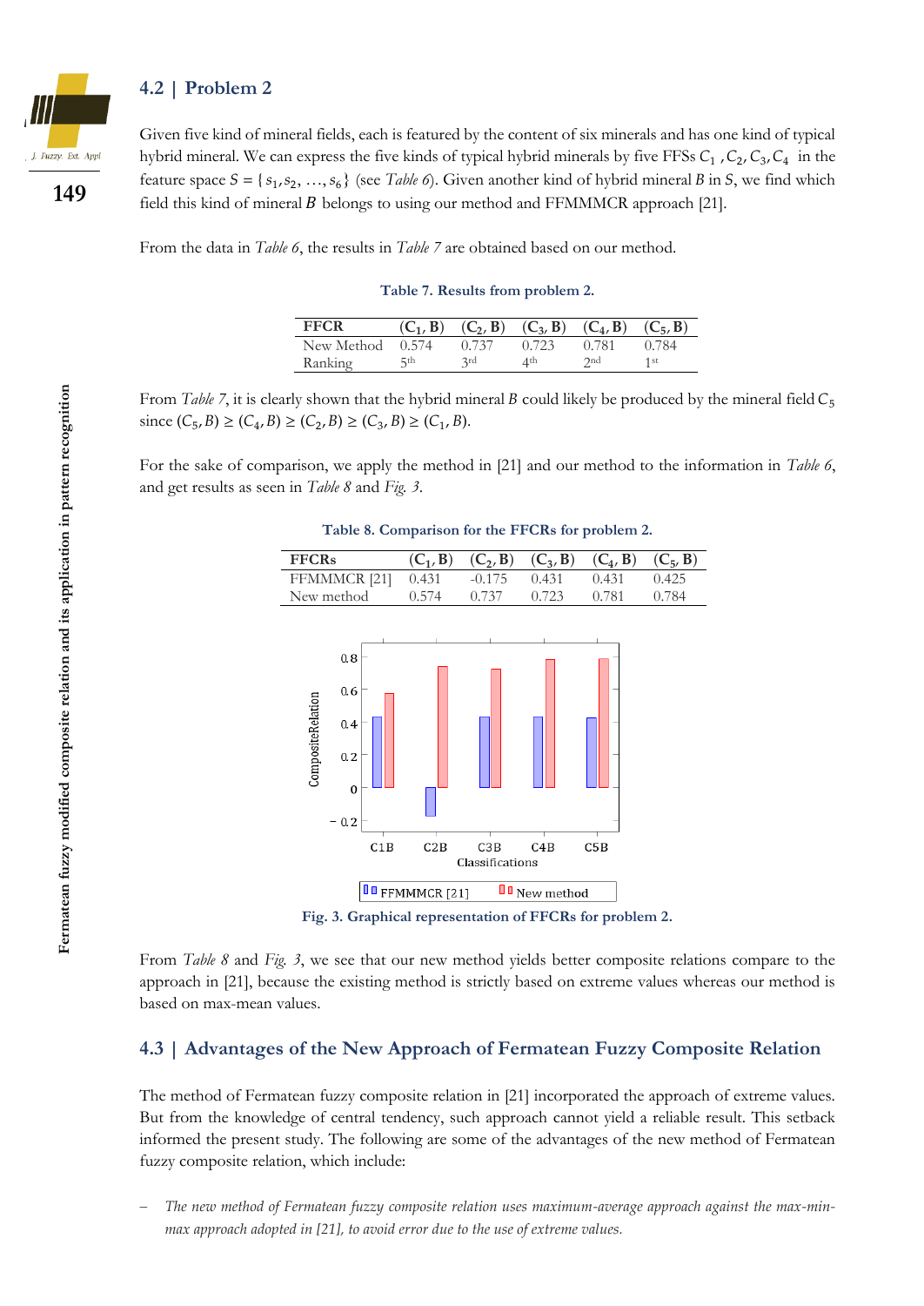## 4.2 | Problem 2

Given five kind of mineral fields, each is featured by the content of six minerals and has one kind of typical hybrid mineral. We can express the five kinds of typical hybrid minerals by five FFSs $C_1, C_2, C_3, C_4$ in the feature space $S = \{s_1, s_2, \ldots, s_6\}$ (see *Table 6*). Given another kind of hybrid mineral $B$ in $S$, we find which field this kind of mineral $B$ belongs to using our method and FFMMMCR approach [21].

From the data in *Table 6*, the results in *Table 7* are obtained based on our method.

**Table 7. Results from problem 2.**

| FFCR | $(C_1, B)$ | $(C_2, B)$ | $(C_3, B)$ | $(C_4, B)$ | $(C_5, B)$ |
|---|---|---|---|---|---|
| New Method | 0.574 | 0.737 | 0.723 | 0.781 | 0.784 |
| Ranking | 5th | 3rd | 4th | 2nd | 1st |

From *Table 7*, it is clearly shown that the hybrid mineral $B$ could likely be produced by the mineral field $C_5$ since $(C_5, B) \geq (C_4, B) \geq (C_2, B) \geq (C_3, B) \geq (C_1, B)$.

For the sake of comparison, we apply the method in [21] and our method to the information in *Table 6*, and get results as seen in *Table 8* and *Fig. 3*.

**Table 8. Comparison for the FFCRs for problem 2.**

| FFCRs | $(C_1, B)$ | $(C_2, B)$ | $(C_3, B)$ | $(C_4, B)$ | $(C_5, B)$ |
|---|---|---|---|---|---|
| FFMMMCR [21] | 0.431 | -0.175 | 0.431 | 0.431 | 0.425 |
| New method | 0.574 | 0.737 | 0.723 | 0.781 | 0.784 |

**Fig. 3. Graphical representation of FFCRs for problem 2.**

From *Table 8* and *Fig. 3*, we see that our new method yields better composite relations compare to the approach in [21], because the existing method is strictly based on extreme values whereas our method is based on max-mean values.

## 4.3 | Advantages of the New Approach of Fermatean Fuzzy Composite Relation

The method of Fermatean fuzzy composite relation in [21] incorporated the approach of extreme values. But from the knowledge of central tendency, such approach cannot yield a reliable result. This setback informed the present study. The following are some of the advantages of the new method of Fermatean fuzzy composite relation, which include:

- *The new method of Fermatean fuzzy composite relation uses maximum-average approach against the max-min-max approach adopted in [21], to avoid error due to the use of extreme values.*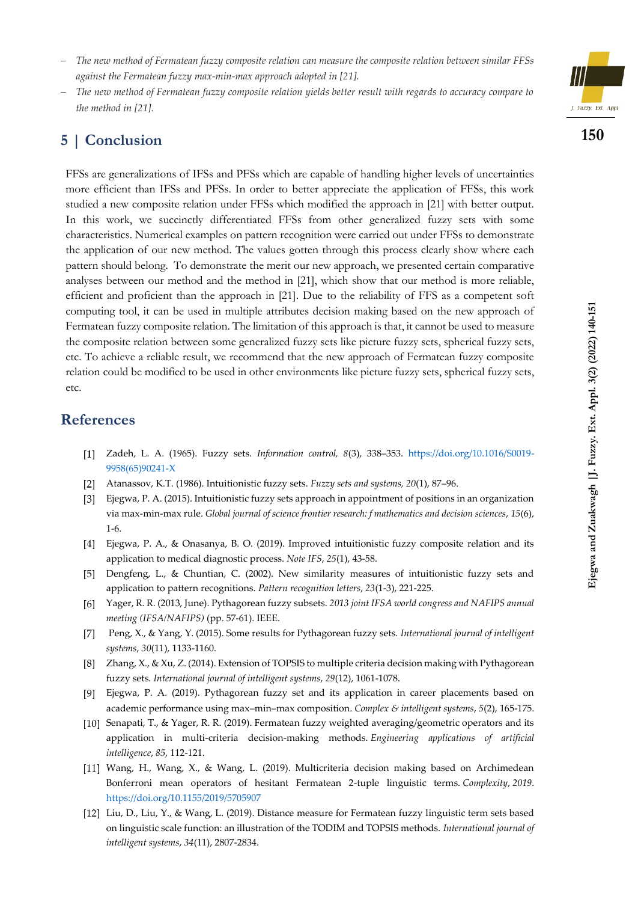- *The new method of Fermatean fuzzy composite relation can measure the composite relation between similar FFSs against the Fermatean fuzzy max-min-max approach adopted in [21].*
- *The new method of Fermatean fuzzy composite relation yields better result with regards to accuracy compare to the method in [21].*

## 5 | Conclusion

FFSs are generalizations of IFSs and PFSs which are capable of handling higher levels of uncertainties more efficient than IFSs and PFSs. In order to better appreciate the application of FFSs, this work studied a new composite relation under FFSs which modified the approach in [21] with better output. In this work, we succinctly differentiated FFSs from other generalized fuzzy sets with some characteristics. Numerical examples on pattern recognition were carried out under FFSs to demonstrate the application of our new method. The values gotten through this process clearly show where each pattern should belong. To demonstrate the merit our new approach, we presented certain comparative analyses between our method and the method in [21], which show that our method is more reliable, efficient and proficient than the approach in [21]. Due to the reliability of FFS as a competent soft computing tool, it can be used in multiple attributes decision making based on the new approach of Fermatean fuzzy composite relation. The limitation of this approach is that, it cannot be used to measure the composite relation between some generalized fuzzy sets like picture fuzzy sets, spherical fuzzy sets, etc. To achieve a reliable result, we recommend that the new approach of Fermatean fuzzy composite relation could be modified to be used in other environments like picture fuzzy sets, spherical fuzzy sets, etc.

## References

[1] Zadeh, L. A. (1965). Fuzzy sets. *Information control, 8*(3), 338–353. https://doi.org/10.1016/S0019-9958(65)90241-X

[2] Atanassov, K.T. (1986). Intuitionistic fuzzy sets. *Fuzzy sets and systems, 20*(1), 87–96.

[3] Ejegwa, P. A. (2015). Intuitionistic fuzzy sets approach in appointment of positions in an organization via max-min-max rule. *Global journal of science frontier research: f mathematics and decision sciences*, *15*(6), 1-6.

[4] Ejegwa, P. A., & Onasanya, B. O. (2019). Improved intuitionistic fuzzy composite relation and its application to medical diagnostic process. *Note IFS*, *25*(1), 43-58.

[5] Dengfeng, L., & Chuntian, C. (2002). New similarity measures of intuitionistic fuzzy sets and application to pattern recognitions. *Pattern recognition letters*, *23*(1-3), 221-225.

[6] Yager, R. R. (2013, June). Pythagorean fuzzy subsets. *2013 joint IFSA world congress and NAFIPS annual meeting (IFSA/NAFIPS)* (pp. 57-61). IEEE.

[7] Peng, X., & Yang, Y. (2015). Some results for Pythagorean fuzzy sets. *International journal of intelligent systems*, *30*(11), 1133-1160.

[8] Zhang, X., & Xu, Z. (2014). Extension of TOPSIS to multiple criteria decision making with Pythagorean fuzzy sets. *International journal of intelligent systems*, *29*(12), 1061-1078.

[9] Ejegwa, P. A. (2019). Pythagorean fuzzy set and its application in career placements based on academic performance using max–min–max composition. *Complex & intelligent systems*, *5*(2), 165-175.

[10] Senapati, T., & Yager, R. R. (2019). Fermatean fuzzy weighted averaging/geometric operators and its application in multi-criteria decision-making methods. *Engineering applications of artificial intelligence*, *85*, 112-121.

[11] Wang, H., Wang, X., & Wang, L. (2019). Multicriteria decision making based on Archimedean Bonferroni mean operators of hesitant Fermatean 2-tuple linguistic terms. *Complexity*, *2019*. https://doi.org/10.1155/2019/5705907

[12] Liu, D., Liu, Y., & Wang, L. (2019). Distance measure for Fermatean fuzzy linguistic term sets based on linguistic scale function: an illustration of the TODIM and TOPSIS methods. *International journal of intelligent systems*, *34*(11), 2807-2834.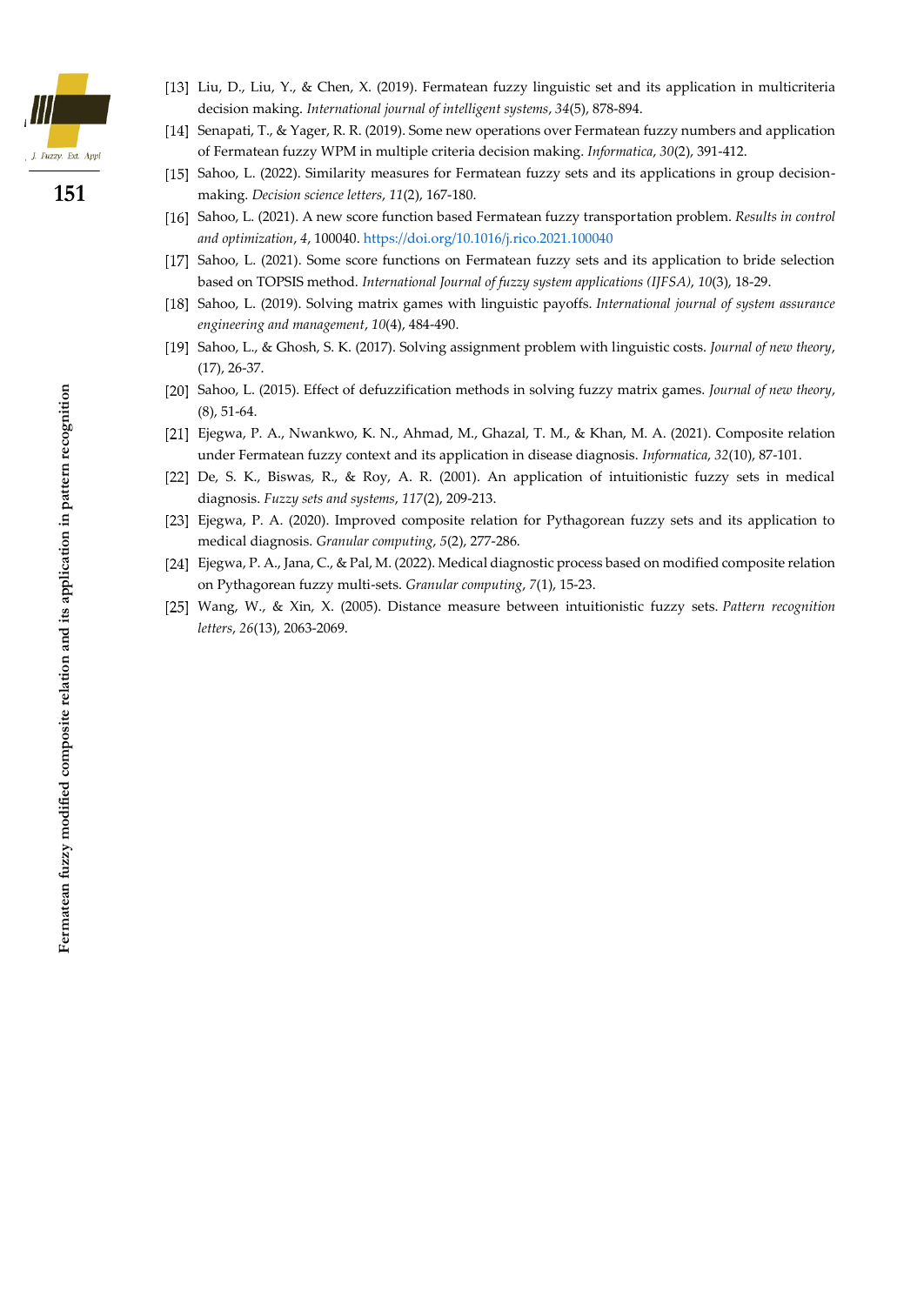[13] Liu, D., Liu, Y., & Chen, X. (2019). Fermatean fuzzy linguistic set and its application in multicriteria decision making. *International journal of intelligent systems*, *34*(5), 878-894.

[14] Senapati, T., & Yager, R. R. (2019). Some new operations over Fermatean fuzzy numbers and application of Fermatean fuzzy WPM in multiple criteria decision making. *Informatica*, *30*(2), 391-412.

[15] Sahoo, L. (2022). Similarity measures for Fermatean fuzzy sets and its applications in group decision-making. *Decision science letters*, *11*(2), 167-180.

[16] Sahoo, L. (2021). A new score function based Fermatean fuzzy transportation problem. *Results in control and optimization*, *4*, 100040. https://doi.org/10.1016/j.rico.2021.100040

[17] Sahoo, L. (2021). Some score functions on Fermatean fuzzy sets and its application to bride selection based on TOPSIS method. *International Journal of fuzzy system applications (IJFSA)*, *10*(3), 18-29.

[18] Sahoo, L. (2019). Solving matrix games with linguistic payoffs. *International journal of system assurance engineering and management*, *10*(4), 484-490.

[19] Sahoo, L., & Ghosh, S. K. (2017). Solving assignment problem with linguistic costs. *Journal of new theory*, (17), 26-37.

[20] Sahoo, L. (2015). Effect of defuzzification methods in solving fuzzy matrix games. *Journal of new theory*, (8), 51-64.

[21] Ejegwa, P. A., Nwankwo, K. N., Ahmad, M., Ghazal, T. M., & Khan, M. A. (2021). Composite relation under Fermatean fuzzy context and its application in disease diagnosis. *Informatica*, *32*(10), 87-101.

[22] De, S. K., Biswas, R., & Roy, A. R. (2001). An application of intuitionistic fuzzy sets in medical diagnosis. *Fuzzy sets and systems*, *117*(2), 209-213.

[23] Ejegwa, P. A. (2020). Improved composite relation for Pythagorean fuzzy sets and its application to medical diagnosis. *Granular computing*, *5*(2), 277-286.

[24] Ejegwa, P. A., Jana, C., & Pal, M. (2022). Medical diagnostic process based on modified composite relation on Pythagorean fuzzy multi-sets. *Granular computing*, *7*(1), 15-23.

[25] Wang, W., & Xin, X. (2005). Distance measure between intuitionistic fuzzy sets. *Pattern recognition letters*, *26*(13), 2063-2069.